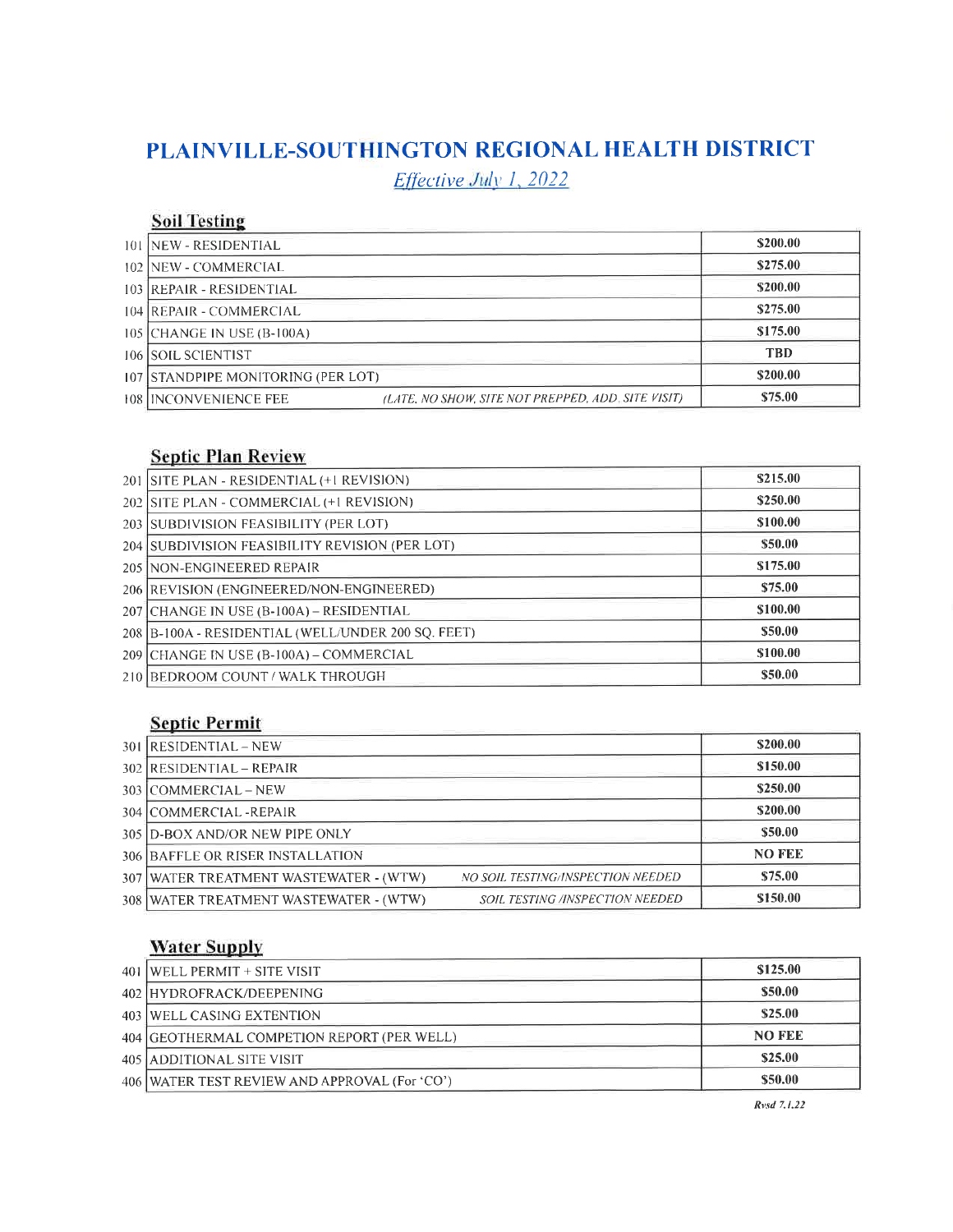# PLAINVILLE-SOUTHINGTON REGIONAL HEALTH DISTRICT

*Effective July 1, 2022*

## Soil Testing

| | | | |
|---|---|---|---|
| 101 | NEW - RESIDENTIAL | | $200.00 |
| 102 | NEW - COMMERCIAL | | $275.00 |
| 103 | REPAIR - RESIDENTIAL | | $200.00 |
| 104 | REPAIR - COMMERCIAL | | $275.00 |
| 105 | CHANGE IN USE (B-100A) | | $175.00 |
| 106 | SOIL SCIENTIST | | TBD |
| 107 | STANDPIPE MONITORING (PER LOT) | | $200.00 |
| 108 | INCONVENIENCE FEE | *(LATE, NO SHOW, SITE NOT PREPPED, ADD. SITE VISIT)* | $75.00 |

## Septic Plan Review

| | | |
|---|---|---|
| 201 | SITE PLAN - RESIDENTIAL (+1 REVISION) | $215.00 |
| 202 | SITE PLAN - COMMERCIAL (+1 REVISION) | $250.00 |
| 203 | SUBDIVISION FEASIBILITY (PER LOT) | $100.00 |
| 204 | SUBDIVISION FEASIBILITY REVISION (PER LOT) | $50.00 |
| 205 | NON-ENGINEERED REPAIR | $175.00 |
| 206 | REVISION (ENGINEERED/NON-ENGINEERED) | $75.00 |
| 207 | CHANGE IN USE (B-100A) – RESIDENTIAL | $100.00 |
| 208 | B-100A - RESIDENTIAL (WELL/UNDER 200 SQ. FEET) | $50.00 |
| 209 | CHANGE IN USE (B-100A) – COMMERCIAL | $100.00 |
| 210 | BEDROOM COUNT / WALK THROUGH | $50.00 |

## Septic Permit

| | | | |
|---|---|---|---|
| 301 | RESIDENTIAL – NEW | | $200.00 |
| 302 | RESIDENTIAL – REPAIR | | $150.00 |
| 303 | COMMERCIAL – NEW | | $250.00 |
| 304 | COMMERCIAL -REPAIR | | $200.00 |
| 305 | D-BOX AND/OR NEW PIPE ONLY | | $50.00 |
| 306 | BAFFLE OR RISER INSTALLATION | | NO FEE |
| 307 | WATER TREATMENT WASTEWATER - (WTW) | *NO SOIL TESTING/INSPECTION NEEDED* | $75.00 |
| 308 | WATER TREATMENT WASTEWATER - (WTW) | *SOIL TESTING /INSPECTION NEEDED* | $150.00 |

## Water Supply

| | | |
|---|---|---|
| 401 | WELL PERMIT + SITE VISIT | $125.00 |
| 402 | HYDROFRACK/DEEPENING | $50.00 |
| 403 | WELL CASING EXTENTION | $25.00 |
| 404 | GEOTHERMAL COMPETION REPORT (PER WELL) | NO FEE |
| 405 | ADDITIONAL SITE VISIT | $25.00 |
| 406 | WATER TEST REVIEW AND APPROVAL (For 'CO') | $50.00 |

*Rvsd 7.1.22*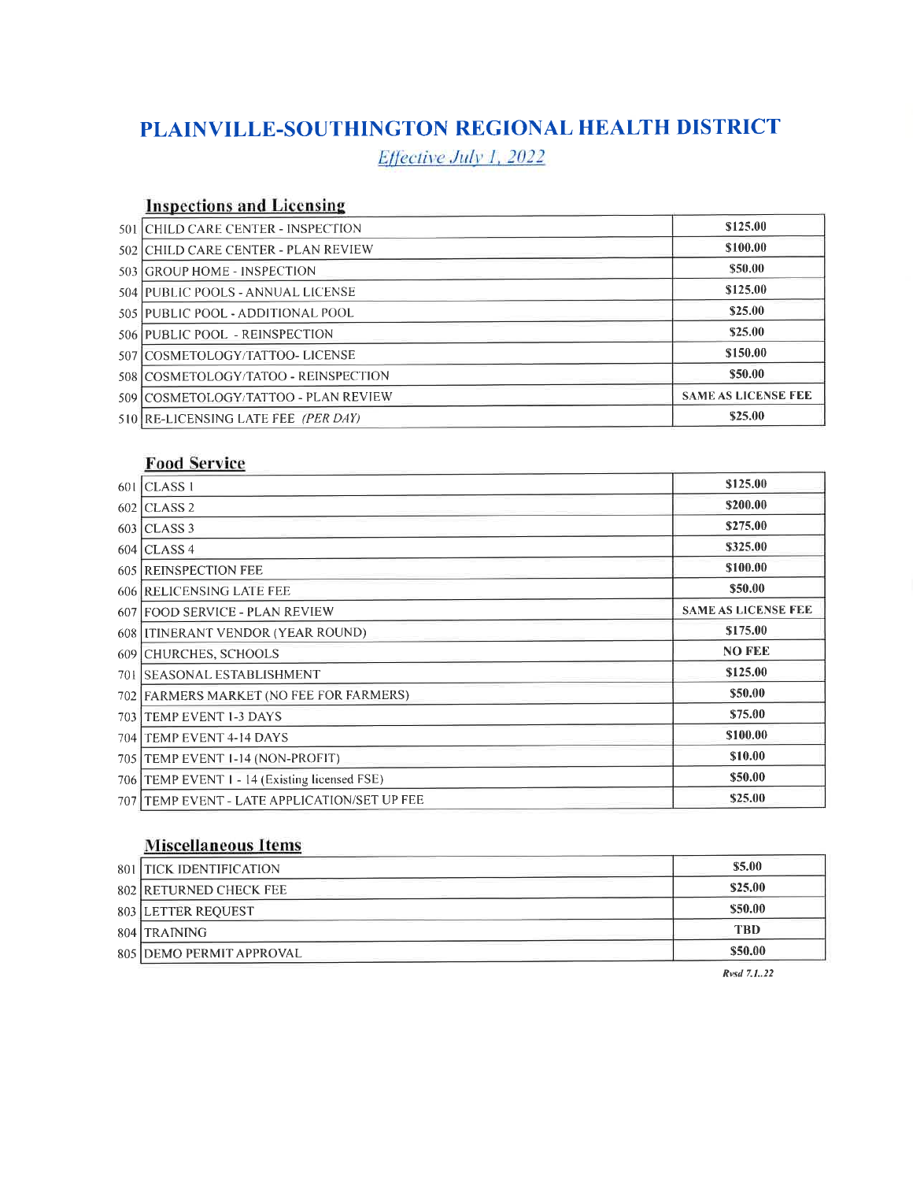# PLAINVILLE-SOUTHINGTON REGIONAL HEALTH DISTRICT

*Effective July 1, 2022*

## Inspections and Licensing

| | | |
|---|---|---|
| 501 | CHILD CARE CENTER - INSPECTION | $125.00 |
| 502 | CHILD CARE CENTER - PLAN REVIEW | $100.00 |
| 503 | GROUP HOME - INSPECTION | $50.00 |
| 504 | PUBLIC POOLS - ANNUAL LICENSE | $125.00 |
| 505 | PUBLIC POOL - ADDITIONAL POOL | $25.00 |
| 506 | PUBLIC POOL - REINSPECTION | $25.00 |
| 507 | COSMETOLOGY/TATTOO- LICENSE | $150.00 |
| 508 | COSMETOLOGY/TATOO - REINSPECTION | $50.00 |
| 509 | COSMETOLOGY/TATOO - PLAN REVIEW | SAME AS LICENSE FEE |
| 510 | RE-LICENSING LATE FEE *(PER DAY)* | $25.00 |

## Food Service

| | | |
|---|---|---|
| 601 | CLASS 1 | $125.00 |
| 602 | CLASS 2 | $200.00 |
| 603 | CLASS 3 | $275.00 |
| 604 | CLASS 4 | $325.00 |
| 605 | REINSPECTION FEE | $100.00 |
| 606 | RELICENSING LATE FEE | $50.00 |
| 607 | FOOD SERVICE - PLAN REVIEW | SAME AS LICENSE FEE |
| 608 | ITINERANT VENDOR (YEAR ROUND) | $175.00 |
| 609 | CHURCHES, SCHOOLS | NO FEE |
| 701 | SEASONAL ESTABLISHMENT | $125.00 |
| 702 | FARMERS MARKET (NO FEE FOR FARMERS) | $50.00 |
| 703 | TEMP EVENT 1-3 DAYS | $75.00 |
| 704 | TEMP EVENT 4-14 DAYS | $100.00 |
| 705 | TEMP EVENT 1-14 (NON-PROFIT) | $10.00 |
| 706 | TEMP EVENT 1 - 14 (Existing licensed FSE) | $50.00 |
| 707 | TEMP EVENT - LATE APPLICATION/SET UP FEE | $25.00 |

## Miscellaneous Items

| | | |
|---|---|---|
| 801 | TICK IDENTIFICATION | $5.00 |
| 802 | RETURNED CHECK FEE | $25.00 |
| 803 | LETTER REQUEST | $50.00 |
| 804 | TRAINING | TBD |
| 805 | DEMO PERMIT APPROVAL | $50.00 |

*Rvsd 7.1..22*